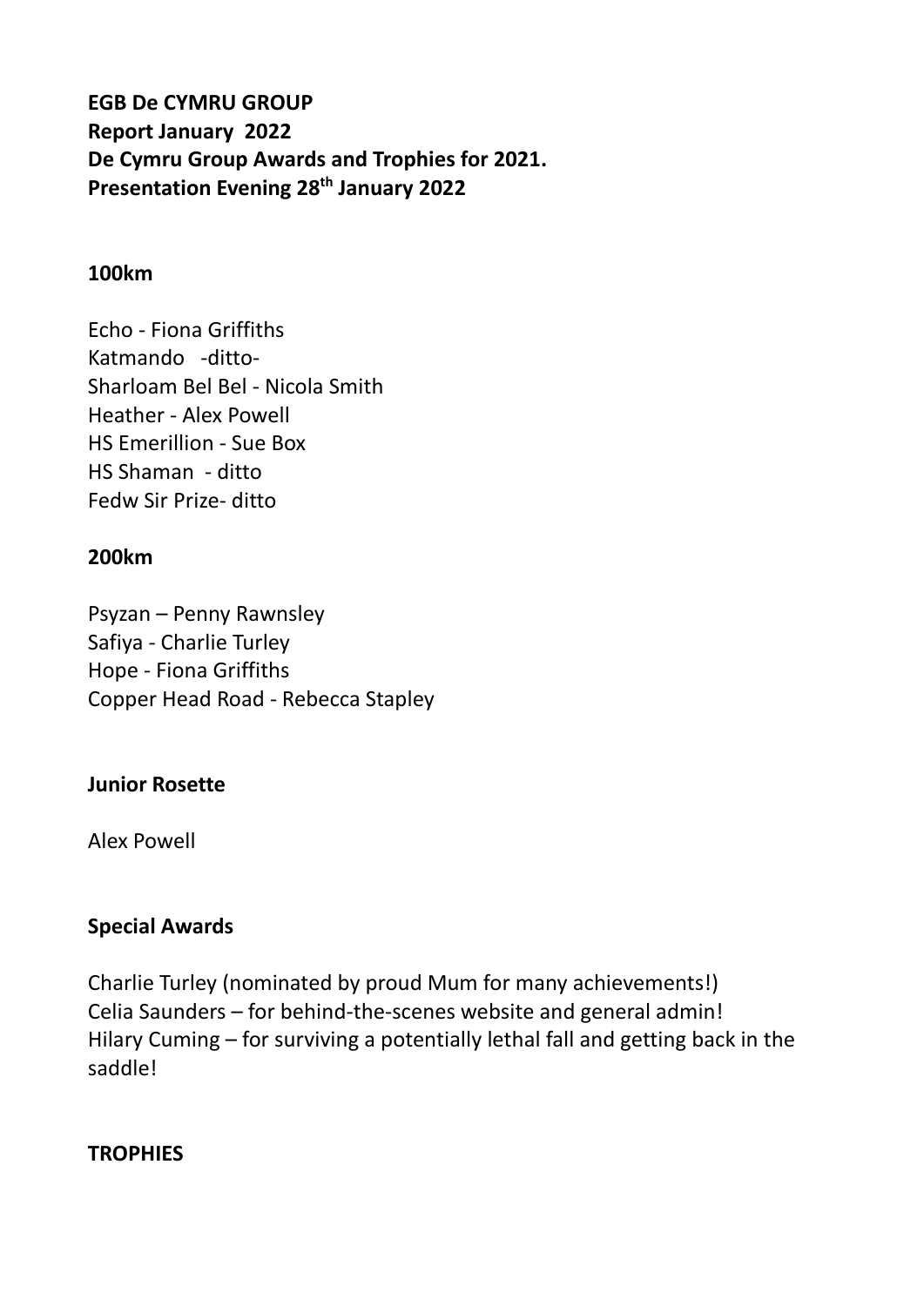**EGB De CYMRU GROUP**
**Report January 2022**
**De Cymru Group Awards and Trophies for 2021.**
**Presentation Evening 28th January 2022**

**100km**

Echo - Fiona Griffiths
Katmando -ditto-
Sharloam Bel Bel - Nicola Smith
Heather - Alex Powell
HS Emerillion - Sue Box
HS Shaman - ditto
Fedw Sir Prize- ditto

**200km**

Psyzan – Penny Rawnsley
Safiya - Charlie Turley
Hope - Fiona Griffiths
Copper Head Road - Rebecca Stapley

**Junior Rosette**

Alex Powell

**Special Awards**

Charlie Turley (nominated by proud Mum for many achievements!)
Celia Saunders – for behind-the-scenes website and general admin!
Hilary Cuming – for surviving a potentially lethal fall and getting back in the saddle!

**TROPHIES**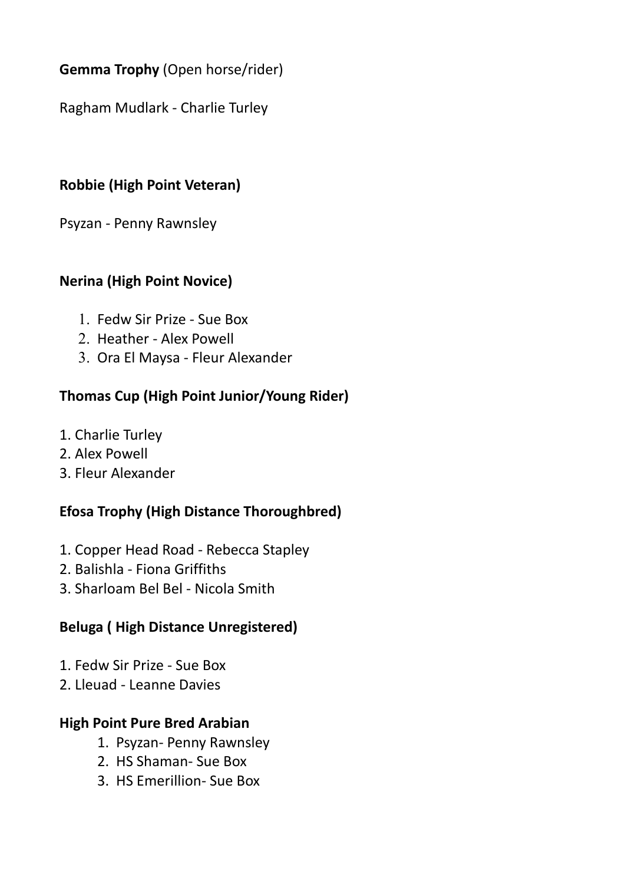**Gemma Trophy** (Open horse/rider)

Ragham Mudlark - Charlie Turley

**Robbie (High Point Veteran)**

Psyzan - Penny Rawnsley

**Nerina (High Point Novice)**

1. Fedw Sir Prize - Sue Box
2. Heather - Alex Powell
3. Ora El Maysa - Fleur Alexander

**Thomas Cup (High Point Junior/Young Rider)**

1. Charlie Turley
2. Alex Powell
3. Fleur Alexander

**Efosa Trophy (High Distance Thoroughbred)**

1. Copper Head Road - Rebecca Stapley
2. Balishla - Fiona Griffiths
3. Sharloam Bel Bel - Nicola Smith

**Beluga ( High Distance Unregistered)**

1. Fedw Sir Prize - Sue Box
2. Lleuad - Leanne Davies

**High Point Pure Bred Arabian**

1. Psyzan- Penny Rawnsley
2. HS Shaman- Sue Box
3. HS Emerillion- Sue Box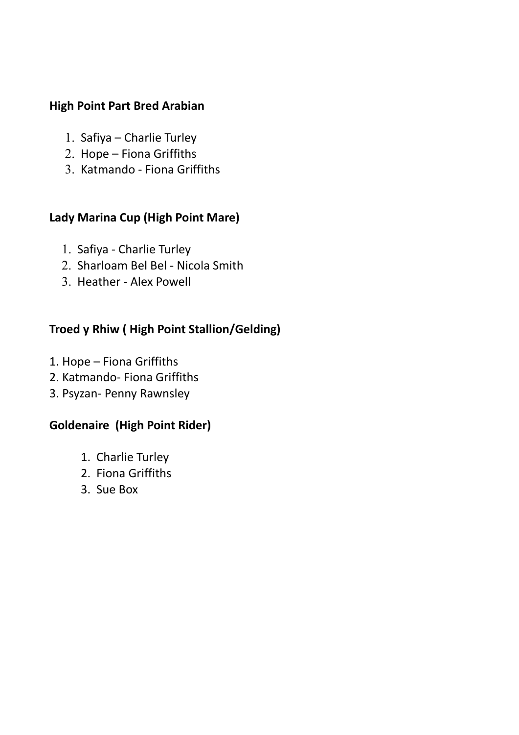**High Point Part Bred Arabian**

1. Safiya – Charlie Turley
2. Hope – Fiona Griffiths
3. Katmando - Fiona Griffiths

**Lady Marina Cup (High Point Mare)**

1. Safiya - Charlie Turley
2. Sharloam Bel Bel - Nicola Smith
3. Heather - Alex Powell

**Troed y Rhiw ( High Point Stallion/Gelding)**

1. Hope – Fiona Griffiths
2. Katmando- Fiona Griffiths
3. Psyzan- Penny Rawnsley

**Goldenaire  (High Point Rider)**

1. Charlie Turley
2. Fiona Griffiths
3. Sue Box